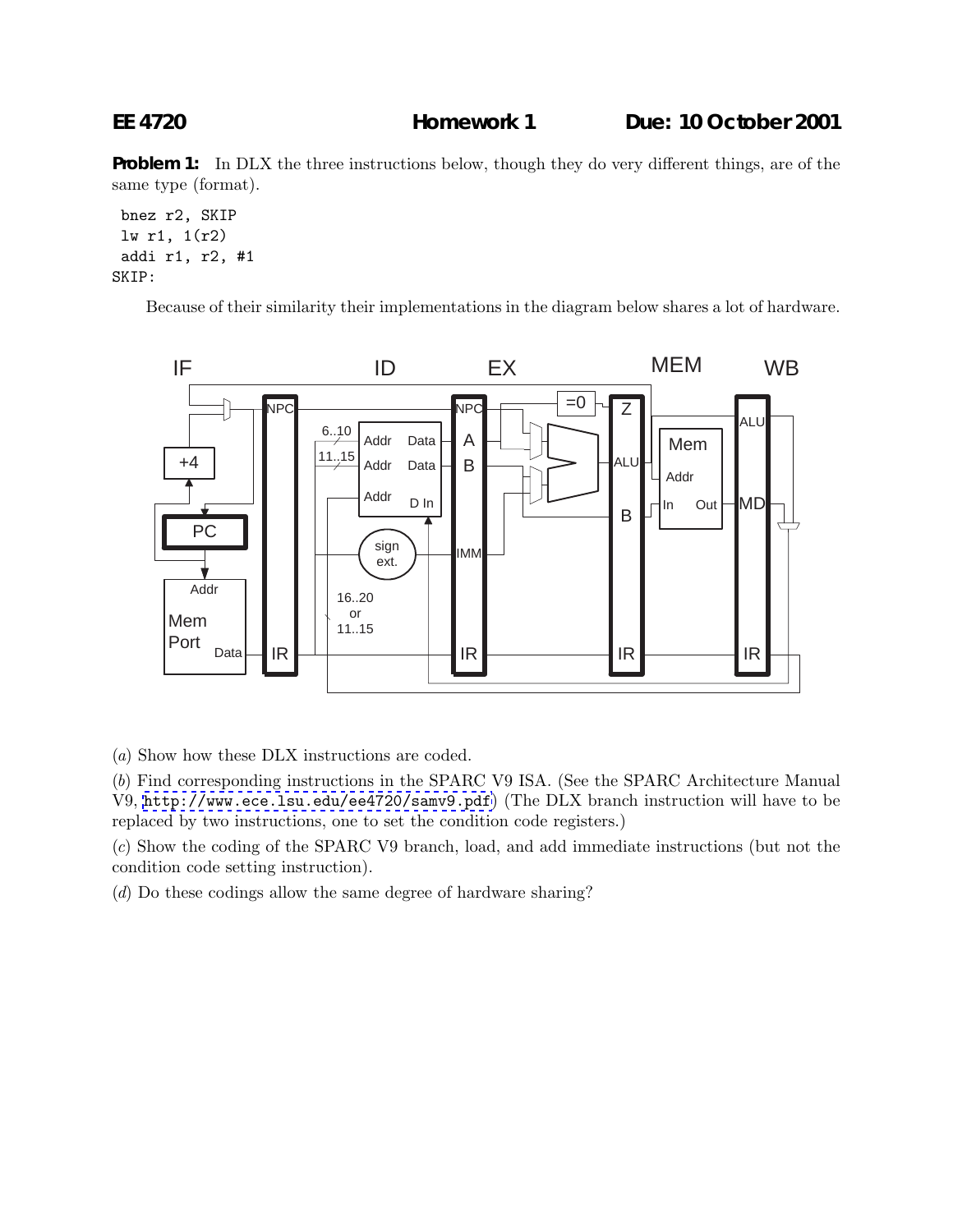**EE 4720** **Homework 1** **Due: 10 October 2001**

**Problem 1:** In DLX the three instructions below, though they do very different things, are of the same type (format).

```
 bnez r2, SKIP
 lw r1, 1(r2)
 addi r1, r2, #1
SKIP:
```

Because of their similarity their implementations in the diagram below shares a lot of hardware.

(*a*) Show how these DLX instructions are coded.

(*b*) Find corresponding instructions in the SPARC V9 ISA. (See the SPARC Architecture Manual V9, http://www.ece.lsu.edu/ee4720/samv9.pdf) (The DLX branch instruction will have to be replaced by two instructions, one to set the condition code registers.)

(*c*) Show the coding of the SPARC V9 branch, load, and add immediate instructions (but not the condition code setting instruction).

(*d*) Do these codings allow the same degree of hardware sharing?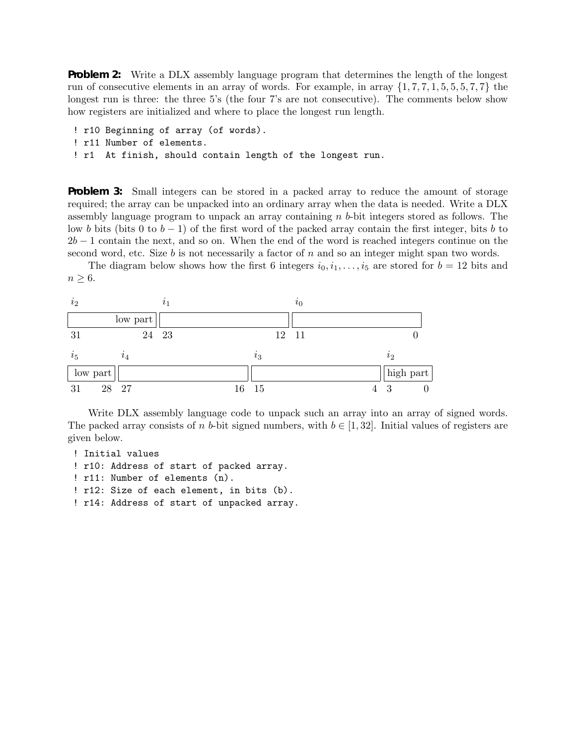**Problem 2:** Write a DLX assembly language program that determines the length of the longest run of consecutive elements in an array of words. For example, in array $\{1, 7, 7, 1, 5, 5, 5, 7, 7\}$ the longest run is three: the three 5's (the four 7's are not consecutive). The comments below show how registers are initialized and where to place the longest run length.

```
! r10 Beginning of array (of words).
! r11 Number of elements.
! r1  At finish, should contain length of the longest run.
```

**Problem 3:** Small integers can be stored in a packed array to reduce the amount of storage required; the array can be unpacked into an ordinary array when the data is needed. Write a DLX assembly language program to unpack an array containing $n$ $b$-bit integers stored as follows. The low $b$ bits (bits 0 to $b-1$) of the first word of the packed array contain the first integer, bits $b$ to $2b-1$ contain the next, and so on. When the end of the word is reached integers continue on the second word, etc. Size $b$ is not necessarily a factor of $n$ and so an integer might span two words.

The diagram below shows how the first 6 integers $i_0, i_1, \ldots, i_5$ are stored for $b = 12$ bits and $n \geq 6$.

$i_2$ $i_1$ $i_0$

low part

31 24 23 12 11 0

$i_5$ $i_4$ $i_3$ $i_2$

low part high part

31 28 27 16 15 4 3 0

Write DLX assembly language code to unpack such an array into an array of signed words. The packed array consists of $n$ $b$-bit signed numbers, with $b \in [1, 32]$. Initial values of registers are given below.

```
! Initial values
! r10: Address of start of packed array.
! r11: Number of elements (n).
! r12: Size of each element, in bits (b).
! r14: Address of start of unpacked array.
```